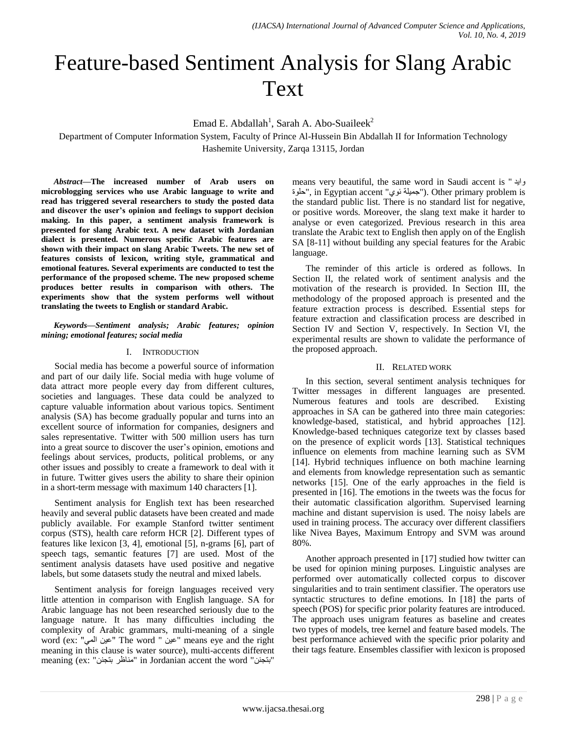# Feature-based Sentiment Analysis for Slang Arabic Text

Emad E. Abdallah[1], Sarah A. Abo-Suaileek[2]

Department of Computer Information System, Faculty of Prince Al-Hussein Bin Abdallah II for Information Technology
Hashemite University, Zarqa 13115, Jordan

***Abstract*—The increased number of Arab users on microblogging services who use Arabic language to write and read has triggered several researchers to study the posted data and discover the user's opinion and feelings to support decision making. In this paper, a sentiment analysis framework is presented for slang Arabic text. A new dataset with Jordanian dialect is presented. Numerous specific Arabic features are shown with their impact on slang Arabic Tweets. The new set of features consists of lexicon, writing style, grammatical and emotional features. Several experiments are conducted to test the performance of the proposed scheme. The new proposed scheme produces better results in comparison with others. The experiments show that the system performs well without translating the tweets to English or standard Arabic.**

***Keywords*—*Sentiment analysis; Arabic features; opinion mining; emotional features; social media***

## I. Introduction

Social media has become a powerful source of information and part of our daily life. Social media with huge volume of data attract more people every day from different cultures, societies and languages. These data could be analyzed to capture valuable information about various topics. Sentiment analysis (SA) has become gradually popular and turns into an excellent source of information for companies, designers and sales representative. Twitter with 500 million users has turn into a great source to discover the user's opinion, emotions and feelings about services, products, political problems, or any other issues and possibly to create a framework to deal with it in future. Twitter gives users the ability to share their opinion in a short-term message with maximum 140 characters [1].

Sentiment analysis for English text has been researched heavily and several public datasets have been created and made publicly available. For example Stanford twitter sentiment corpus (STS), health care reform HCR [2]. Different types of features like lexicon [3, 4], emotional [5], n-grams [6], part of speech tags, semantic features [7] are used. Most of the sentiment analysis datasets have used positive and negative labels, but some datasets study the neutral and mixed labels.

Sentiment analysis for foreign languages received very little attention in comparison with English language. SA for Arabic language has not been researched seriously due to the language nature. It has many difficulties including the complexity of Arabic grammars, multi-meaning of a single word (ex: "عين المي" The word " عين" means eye and the right meaning in this clause is water source), multi-accents different meaning (ex: "مناظر بتجنن" in Jordanian accent the word "بتجنن" means very beautiful, the same word in Saudi accent is " وايد حلوة", in Egyptian accent "جميلة نوي"). Other primary problem is the standard public list. There is no standard list for negative, or positive words. Moreover, the slang text make it harder to analyse or even categorized. Previous research in this area translate the Arabic text to English then apply on of the English SA [8-11] without building any special features for the Arabic language.

The reminder of this article is ordered as follows. In Section II, the related work of sentiment analysis and the motivation of the research is provided. In Section III, the methodology of the proposed approach is presented and the feature extraction process is described. Essential steps for feature extraction and classification process are described in Section IV and Section V, respectively. In Section VI, the experimental results are shown to validate the performance of the proposed approach.

## II. Related work

In this section, several sentiment analysis techniques for Twitter messages in different languages are presented. Numerous features and tools are described. Existing approaches in SA can be gathered into three main categories: knowledge-based, statistical, and hybrid approaches [12]. Knowledge-based techniques categorize text by classes based on the presence of explicit words [13]. Statistical techniques influence on elements from machine learning such as SVM [14]. Hybrid techniques influence on both machine learning and elements from knowledge representation such as semantic networks [15]. One of the early approaches in the field is presented in [16]. The emotions in the tweets was the focus for their automatic classification algorithm. Supervised learning machine and distant supervision is used. The noisy labels are used in training process. The accuracy over different classifiers like Nivea Bayes, Maximum Entropy and SVM was around 80%.

Another approach presented in [17] studied how twitter can be used for opinion mining purposes. Linguistic analyses are performed over automatically collected corpus to discover singularities and to train sentiment classifier. The operators use syntactic structures to define emotions. In [18] the parts of speech (POS) for specific prior polarity features are introduced. The approach uses unigram features as baseline and creates two types of models, tree kernel and feature based models. The best performance achieved with the specific prior polarity and their tags feature. Ensembles classifier with lexicon is proposed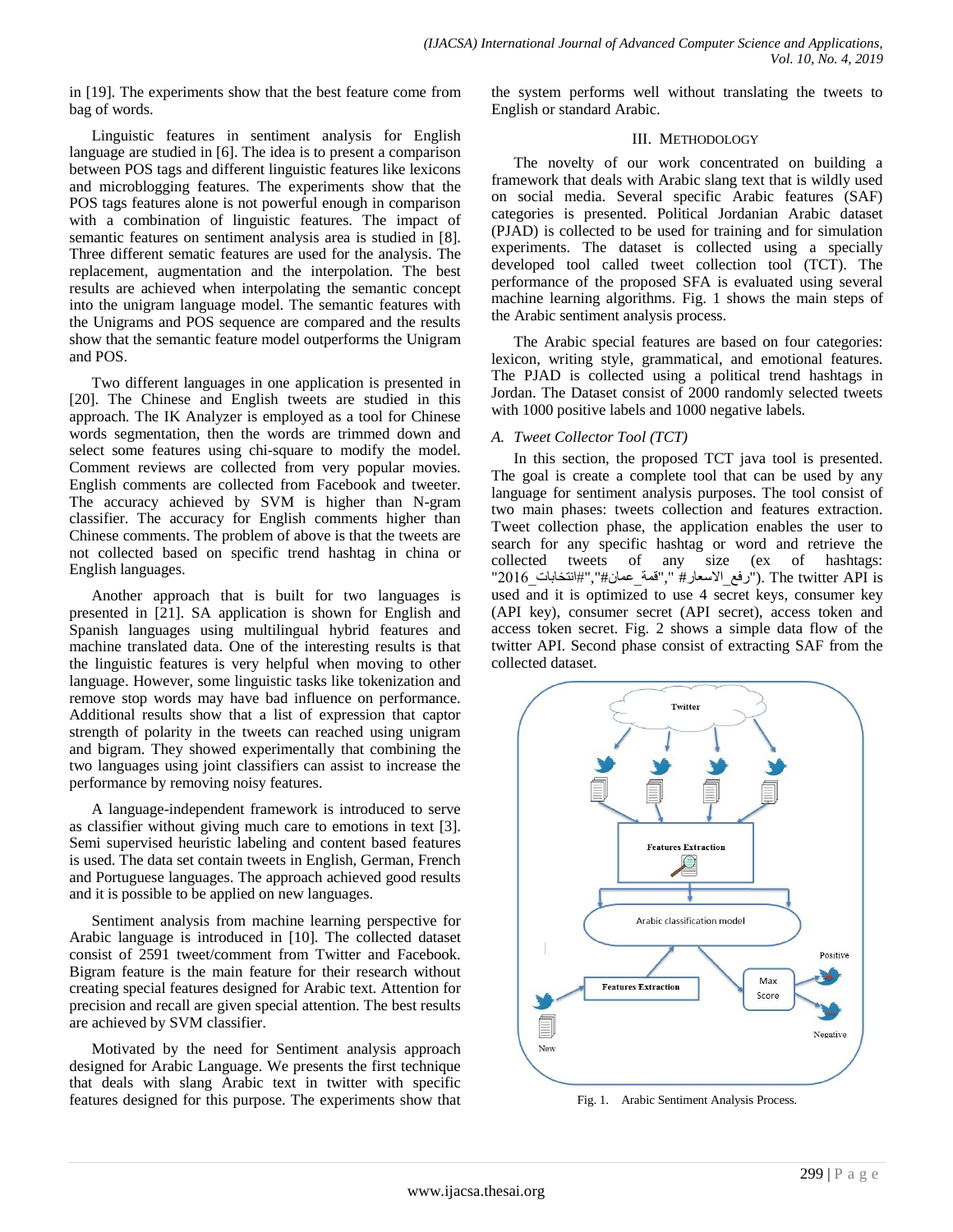in [19]. The experiments show that the best feature come from bag of words.

Linguistic features in sentiment analysis for English language are studied in [6]. The idea is to present a comparison between POS tags and different linguistic features like lexicons and microblogging features. The experiments show that the POS tags features alone is not powerful enough in comparison with a combination of linguistic features. The impact of semantic features on sentiment analysis area is studied in [8]. Three different sematic features are used for the analysis. The replacement, augmentation and the interpolation. The best results are achieved when interpolating the semantic concept into the unigram language model. The semantic features with the Unigrams and POS sequence are compared and the results show that the semantic feature model outperforms the Unigram and POS.

Two different languages in one application is presented in [20]. The Chinese and English tweets are studied in this approach. The IK Analyzer is employed as a tool for Chinese words segmentation, then the words are trimmed down and select some features using chi-square to modify the model. Comment reviews are collected from very popular movies. English comments are collected from Facebook and tweeter. The accuracy achieved by SVM is higher than N-gram classifier. The accuracy for English comments higher than Chinese comments. The problem of above is that the tweets are not collected based on specific trend hashtag in china or English languages.

Another approach that is built for two languages is presented in [21]. SA application is shown for English and Spanish languages using multilingual hybrid features and machine translated data. One of the interesting results is that the linguistic features is very helpful when moving to other language. However, some linguistic tasks like tokenization and remove stop words may have bad influence on performance. Additional results show that a list of expression that captor strength of polarity in the tweets can reached using unigram and bigram. They showed experimentally that combining the two languages using joint classifiers can assist to increase the performance by removing noisy features.

A language-independent framework is introduced to serve as classifier without giving much care to emotions in text [3]. Semi supervised heuristic labeling and content based features is used. The data set contain tweets in English, German, French and Portuguese languages. The approach achieved good results and it is possible to be applied on new languages.

Sentiment analysis from machine learning perspective for Arabic language is introduced in [10]. The collected dataset consist of 2591 tweet/comment from Twitter and Facebook. Bigram feature is the main feature for their research without creating special features designed for Arabic text. Attention for precision and recall are given special attention. The best results are achieved by SVM classifier.

Motivated by the need for Sentiment analysis approach designed for Arabic Language. We presents the first technique that deals with slang Arabic text in twitter with specific features designed for this purpose. The experiments show that the system performs well without translating the tweets to English or standard Arabic.

## III. Methodology

The novelty of our work concentrated on building a framework that deals with Arabic slang text that is wildly used on social media. Several specific Arabic features (SAF) categories is presented. Political Jordanian Arabic dataset (PJAD) is collected to be used for training and for simulation experiments. The dataset is collected using a specially developed tool called tweet collection tool (TCT). The performance of the proposed SFA is evaluated using several machine learning algorithms. Fig. 1 shows the main steps of the Arabic sentiment analysis process.

The Arabic special features are based on four categories: lexicon, writing style, grammatical, and emotional features. The PJAD is collected using a political trend hashtags in Jordan. The Dataset consist of 2000 randomly selected tweets with 1000 positive labels and 1000 negative labels.

### A. Tweet Collector Tool (TCT)

In this section, the proposed TCT java tool is presented. The goal is create a complete tool that can be used by any language for sentiment analysis purposes. The tool consist of two main phases: tweets collection and features extraction. Tweet collection phase, the application enables the user to search for any specific hashtag or word and retrieve the collected tweets of any size (ex of hashtags: "#انتخابات_2016","#قمة_عمان"," #رفع_الاسعار"). The twitter API is used and it is optimized to use 4 secret keys, consumer key (API key), consumer secret (API secret), access token and access token secret. Fig. 2 shows a simple data flow of the twitter API. Second phase consist of extracting SAF from the collected dataset.

Fig. 1. Arabic Sentiment Analysis Process.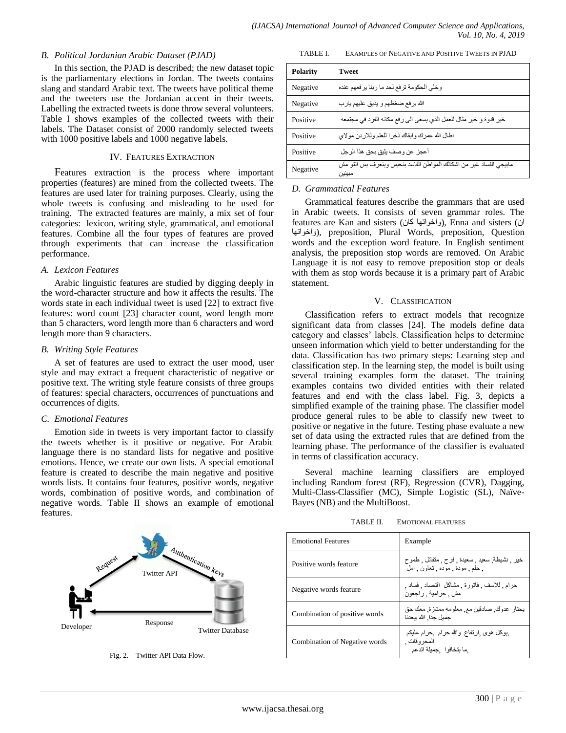### B. Political Jordanian Arabic Dataset (PJAD)

In this section, the PJAD is described; the new dataset topic is the parliamentary elections in Jordan. The tweets contains slang and standard Arabic text. The tweets have political theme and the tweeters use the Jordanian accent in their tweets. Labelling the extracted tweets is done throw several volunteers. Table I shows examples of the collected tweets with their labels. The Dataset consist of 2000 randomly selected tweets with 1000 positive labels and 1000 negative labels.

TABLE I. EXAMPLES OF NEGATIVE AND POSITIVE TWEETS IN PJAD

| Polarity | Tweet |
| --- | --- |
| Negative | وخلي الحكومة ترفع لحد ما ربنا يرفعهم عنده |
| Negative | الله يرفع ضغظهم و يديق عليهم يارب |
| Positive | خير قدوة و خير مثال للعمل الذي يسعى الى رفع مكانه الفرد في مجتمعه |
| Positive | اطال الله عمرك وابقاك ذخرا للعلم وللاردن مولاي |
| Positive | أعجز عن وصف يليق بحق هذا الرجل |
| Negative | مابيجي الفساد غير من اشكالك المواطن الفاسد بنحبس وبنعرف بس انتو مش مبينين |

## IV. FEATURES EXTRACTION

Features extraction is the process where important properties (features) are mined from the collected tweets. The features are used later for training purposes. Clearly, using the whole tweets is confusing and misleading to be used for training. The extracted features are mainly, a mix set of four categories: lexicon, writing style, grammatical, and emotional features. Combine all the four types of features are proved through experiments that can increase the classification performance.

### A. Lexicon Features

Arabic linguistic features are studied by digging deeply in the word-character structure and how it affects the results. The words state in each individual tweet is used [22] to extract five features: word count [23] character count, word length more than 5 characters, word length more than 6 characters and word length more than 9 characters.

### B. Writing Style Features

A set of features are used to extract the user mood, user style and may extract a frequent characteristic of negative or positive text. The writing style feature consists of three groups of features: special characters, occurrences of punctuations and occurrences of digits.

### C. Emotional Features

Emotion side in tweets is very important factor to classify the tweets whether is it positive or negative. For Arabic language there is no standard lists for negative and positive emotions. Hence, we create our own lists. A special emotional feature is created to describe the main negative and positive words lists. It contains four features, positive words, negative words, combination of positive words, and combination of negative words. Table II shows an example of emotional features.

Fig. 2. Twitter API Data Flow.

### D. Grammatical Features

Grammatical features describe the grammars that are used in Arabic tweets. It consists of seven grammar roles. The features are Kan and sisters (كان واخواتها), Enna and sisters (ان واخواتها), preposition, Plural Words, preposition, Question words and the exception word feature. In English sentiment analysis, the preposition stop words are removed. On Arabic Language it is not easy to remove preposition stop or deals with them as stop words because it is a primary part of Arabic statement.

## V. CLASSIFICATION

Classification refers to extract models that recognize significant data from classes [24]. The models define data category and classes' labels. Classification helps to determine unseen information which yield to better understanding for the data. Classification has two primary steps: Learning step and classification step. In the learning step, the model is built using several training examples form the dataset. The training examples contains two divided entities with their related features and end with the class label. Fig. 3, depicts a simplified example of the training phase. The classifier model produce general rules to be able to classify new tweet to positive or negative in the future. Testing phase evaluate a new set of data using the extracted rules that are defined from the learning phase. The performance of the classifier is evaluated in terms of classification accuracy.

Several machine learning classifiers are employed including Random forest (RF), Regression (CVR), Dagging, Multi-Class-Classifier (MC), Simple Logistic (SL), Naïve-Bayes (NB) and the MultiBoost.

TABLE II. EMOTIONAL FEATURES

| Emotional Features | Example |
| --- | --- |
| Positive words feature | خير , نشيطة, سعيد , سعيدة , فرح , متفائل , طموح , حلم , مودة , موده , تعاون , امل |
| Negative words feature | حرام , للاسف , فاتورة , مشاكل اقتصاد , فساد , مش , حرامية , راجعون |
| Combination of positive words | يحتار عدوك, صادقين مع, معلومه ممتازة, معك حق جميل جدا, الله يبعدنا |
| Combination of Negative words | ,يوكل هوى ,ارتفاع والله حرام ,حرام عليكم المحروقات , ,ما بتخافوا ,جميلة الدعم |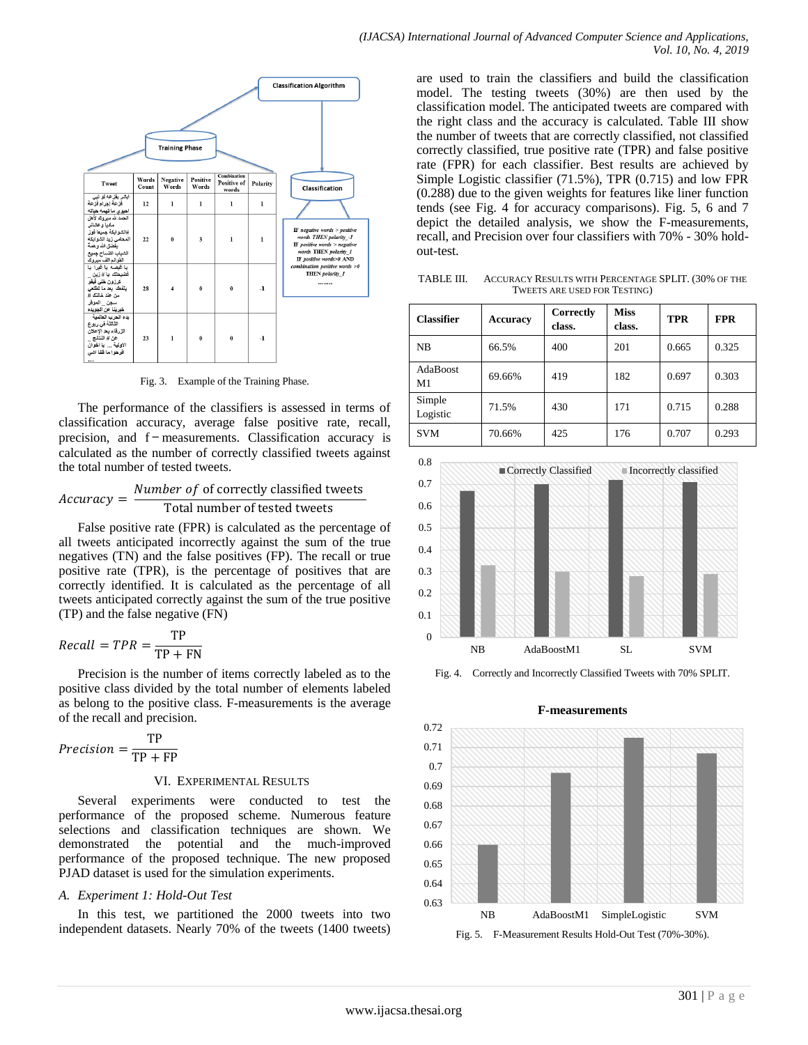Fig. 3. Example of the Training Phase.

The performance of the classifiers is assessed in terms of classification accuracy, average false positive rate, recall, precision, and f−measurements. Classification accuracy is calculated as the number of correctly classified tweets against the total number of tested tweets.

$$Accuracy = \frac{Number\ of\ \text{correctly classified tweets}}{\text{Total number of tested tweets}}$$

False positive rate (FPR) is calculated as the percentage of all tweets anticipated incorrectly against the sum of the true negatives (TN) and the false positives (FP). The recall or true positive rate (TPR), is the percentage of positives that are correctly identified. It is calculated as the percentage of all tweets anticipated correctly against the sum of the true positive (TP) and the false negative (FN)

$$Recall = TPR = \frac{\text{TP}}{\text{TP} + \text{FN}}$$

Precision is the number of items correctly labeled as to the positive class divided by the total number of elements labeled as belong to the positive class. F-measurements is the average of the recall and precision.

$$Precision = \frac{\text{TP}}{\text{TP} + \text{FP}}$$

## VI. Experimental Results

Several experiments were conducted to test the performance of the proposed scheme. Numerous feature selections and classification techniques are shown. We demonstrated the potential and the much-improved performance of the proposed technique. The new proposed PJAD dataset is used for the simulation experiments.

### A. Experiment 1: Hold-Out Test

In this test, we partitioned the 2000 tweets into two independent datasets. Nearly 70% of the tweets (1400 tweets) are used to train the classifiers and build the classification model. The testing tweets (30%) are then used by the classification model. The anticipated tweets are compared with the right class and the accuracy is calculated. Table III show the number of tweets that are correctly classified, not classified correctly classified, true positive rate (TPR) and false positive rate (FPR) for each classifier. Best results are achieved by Simple Logistic classifier (71.5%), TPR (0.715) and low FPR (0.288) due to the given weights for features like liner function tends (see Fig. 4 for accuracy comparisons). Fig. 5, 6 and 7 depict the detailed analysis, we show the F-measurements, recall, and Precision over four classifiers with 70% - 30% hold-out-test.

TABLE III. Accuracy Results with Percentage Split. (30% of the Tweets are used for Testing)

| Classifier | Accuracy | Correctly class. | Miss class. | TPR | FPR |
|---|---|---|---|---|---|
| NB | 66.5% | 400 | 201 | 0.665 | 0.325 |
| AdaBoost M1 | 69.66% | 419 | 182 | 0.697 | 0.303 |
| Simple Logistic | 71.5% | 430 | 171 | 0.715 | 0.288 |
| SVM | 70.66% | 425 | 176 | 0.707 | 0.293 |

Fig. 4. Correctly and Incorrectly Classified Tweets with 70% SPLIT.

Fig. 5. F-Measurement Results Hold-Out Test (70%-30%).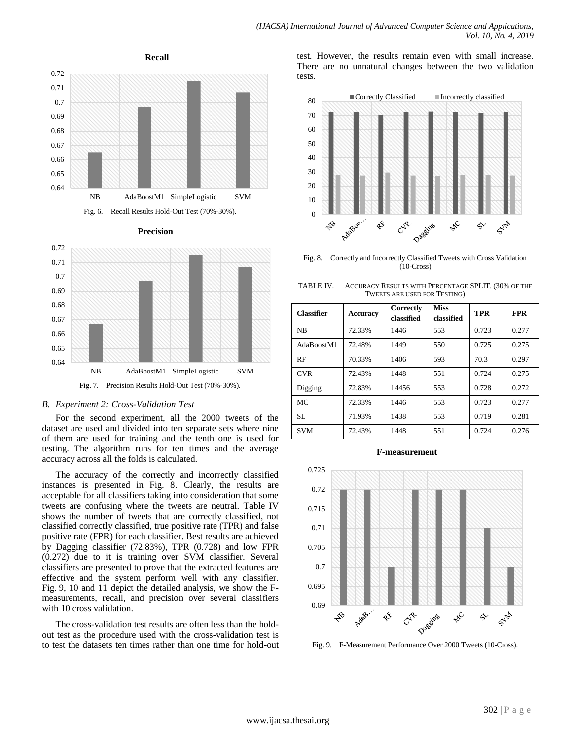Fig. 6. Recall Results Hold-Out Test (70%-30%).

Fig. 7. Precision Results Hold-Out Test (70%-30%).

## B. Experiment 2: Cross-Validation Test

For the second experiment, all the 2000 tweets of the dataset are used and divided into ten separate sets where nine of them are used for training and the tenth one is used for testing. The algorithm runs for ten times and the average accuracy across all the folds is calculated.

The accuracy of the correctly and incorrectly classified instances is presented in Fig. 8. Clearly, the results are acceptable for all classifiers taking into consideration that some tweets are confusing where the tweets are neutral. Table IV shows the number of tweets that are correctly classified, not classified correctly classified, true positive rate (TPR) and false positive rate (FPR) for each classifier. Best results are achieved by Dagging classifier (72.83%), TPR (0.728) and low FPR (0.272) due to it is training over SVM classifier. Several classifiers are presented to prove that the extracted features are effective and the system perform well with any classifier. Fig. 9, 10 and 11 depict the detailed analysis, we show the F-measurements, recall, and precision over several classifiers with 10 cross validation.

The cross-validation test results are often less than the hold-out test as the procedure used with the cross-validation test is to test the datasets ten times rather than one time for hold-out test. However, the results remain even with small increase. There are no unnatural changes between the two validation tests.

Fig. 8. Correctly and Incorrectly Classified Tweets with Cross Validation (10-Cross)

TABLE IV. ACCURACY RESULTS WITH PERCENTAGE SPLIT. (30% OF THE TWEETS ARE USED FOR TESTING)

| Classifier | Accuracy | Correctly classified | Miss classified | TPR | FPR |
|---|---|---|---|---|---|
| NB | 72.33% | 1446 | 553 | 0.723 | 0.277 |
| AdaBoostM1 | 72.48% | 1449 | 550 | 0.725 | 0.275 |
| RF | 70.33% | 1406 | 593 | 70.3 | 0.297 |
| CVR | 72.43% | 1448 | 551 | 0.724 | 0.275 |
| Digging | 72.83% | 14456 | 553 | 0.728 | 0.272 |
| MC | 72.33% | 1446 | 553 | 0.723 | 0.277 |
| SL | 71.93% | 1438 | 553 | 0.719 | 0.281 |
| SVM | 72.43% | 1448 | 551 | 0.724 | 0.276 |

Fig. 9. F-Measurement Performance Over 2000 Tweets (10-Cross).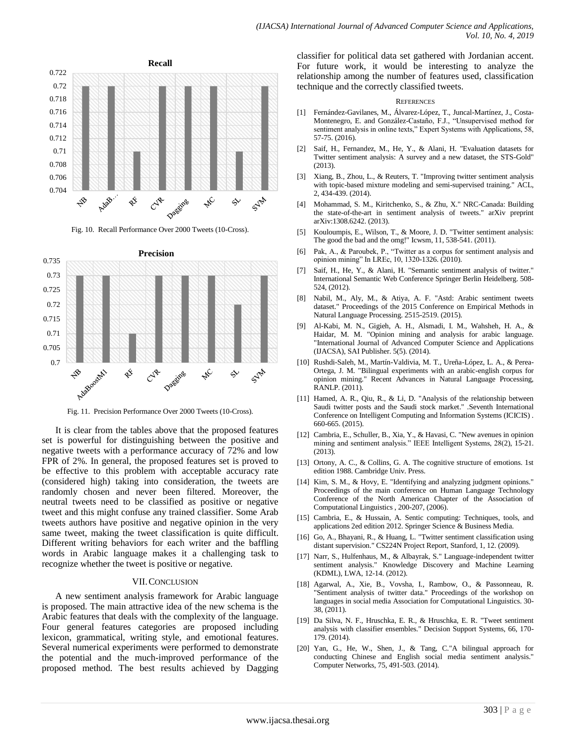Fig. 10. Recall Performance Over 2000 Tweets (10-Cross).

Fig. 11. Precision Performance Over 2000 Tweets (10-Cross).

It is clear from the tables above that the proposed features set is powerful for distinguishing between the positive and negative tweets with a performance accuracy of 72% and low FPR of 2%. In general, the proposed features set is proved to be effective to this problem with acceptable accuracy rate (considered high) taking into consideration, the tweets are randomly chosen and never been filtered. Moreover, the neutral tweets need to be classified as positive or negative tweet and this might confuse any trained classifier. Some Arab tweets authors have positive and negative opinion in the very same tweet, making the tweet classification is quite difficult. Different writing behaviors for each writer and the baffling words in Arabic language makes it a challenging task to recognize whether the tweet is positive or negative.

## VII. Conclusion

A new sentiment analysis framework for Arabic language is proposed. The main attractive idea of the new schema is the Arabic features that deals with the complexity of the language. Four general features categories are proposed including lexicon, grammatical, writing style, and emotional features. Several numerical experiments were performed to demonstrate the potential and the much-improved performance of the proposed method. The best results achieved by Dagging classifier for political data set gathered with Jordanian accent. For future work, it would be interesting to analyze the relationship among the number of features used, classification technique and the correctly classified tweets.

## References

[1] Fernández-Gavilanes, M., Álvarez-López, T., Juncal-Martínez, J., Costa-Montenegro, E. and González-Castaño, F.J., "Unsupervised method for sentiment analysis in online texts," Expert Systems with Applications, 58, 57-75. (2016).

[2] Saif, H., Fernandez, M., He, Y., & Alani, H. "Evaluation datasets for Twitter sentiment analysis: A survey and a new dataset, the STS-Gold" (2013).

[3] Xiang, B., Zhou, L., & Reuters, T. "Improving twitter sentiment analysis with topic-based mixture modeling and semi-supervised training." ACL, 2, 434-439. (2014).

[4] Mohammad, S. M., Kiritchenko, S., & Zhu, X." NRC-Canada: Building the state-of-the-art in sentiment analysis of tweets." arXiv preprint arXiv:1308.6242. (2013).

[5] Kouloumpis, E., Wilson, T., & Moore, J. D. "Twitter sentiment analysis: The good the bad and the omg!" Icwsm, 11, 538-541. (2011).

[6] Pak, A., & Paroubek, P., "Twitter as a corpus for sentiment analysis and opinion mining" In LREc, 10, 1320-1326. (2010).

[7] Saif, H., He, Y., & Alani, H. "Semantic sentiment analysis of twitter." International Semantic Web Conference Springer Berlin Heidelberg. 508-524, (2012).

[8] Nabil, M., Aly, M., & Atiya, A. F. "Astd: Arabic sentiment tweets dataset." Proceedings of the 2015 Conference on Empirical Methods in Natural Language Processing. 2515-2519. (2015).

[9] Al-Kabi, M. N., Gigieh, A. H., Alsmadi, I. M., Wahsheh, H. A., & Haidar, M. M. "Opinion mining and analysis for arabic language. "International Journal of Advanced Computer Science and Applications (IJACSA), SAI Publisher. 5(5). (2014).

[10] Rushdi-Saleh, M., Martín-Valdivia, M. T., Ureña-López, L. A., & Perea-Ortega, J. M. "Bilingual experiments with an arabic-english corpus for opinion mining." Recent Advances in Natural Language Processing, RANLP. (2011).

[11] Hamed, A. R., Qiu, R., & Li, D. "Analysis of the relationship between Saudi twitter posts and the Saudi stock market." .Seventh International Conference on Intelligent Computing and Information Systems (ICICIS) . 660-665. (2015).

[12] Cambria, E., Schuller, B., Xia, Y., & Havasi, C. "New avenues in opinion mining and sentiment analysis." IEEE Intelligent Systems, 28(2), 15-21. (2013).

[13] Ortony, A. C., & Collins, G. A. The cognitive structure of emotions. 1st edition 1988. Cambridge Univ. Press.

[14] Kim, S. M., & Hovy, E. "Identifying and analyzing judgment opinions." Proceedings of the main conference on Human Language Technology Conference of the North American Chapter of the Association of Computational Linguistics , 200-207, (2006).

[15] Cambria, E., & Hussain, A. Sentic computing: Techniques, tools, and applications 2ed edition 2012. Springer Science & Business Media.

[16] Go, A., Bhayani, R., & Huang, L. "Twitter sentiment classification using distant supervision." CS224N Project Report, Stanford, 1, 12. (2009).

[17] Narr, S., Hulfenhaus, M., & Albayrak, S." Language-independent twitter sentiment analysis." Knowledge Discovery and Machine Learning (KDML), LWA, 12-14. (2012).

[18] Agarwal, A., Xie, B., Vovsha, I., Rambow, O., & Passonneau, R. "Sentiment analysis of twitter data." Proceedings of the workshop on languages in social media Association for Computational Linguistics. 30-38, (2011).

[19] Da Silva, N. F., Hruschka, E. R., & Hruschka, E. R. "Tweet sentiment analysis with classifier ensembles." Decision Support Systems, 66, 170-179. (2014).

[20] Yan, G., He, W., Shen, J., & Tang, C."A bilingual approach for conducting Chinese and English social media sentiment analysis." Computer Networks, 75, 491-503. (2014).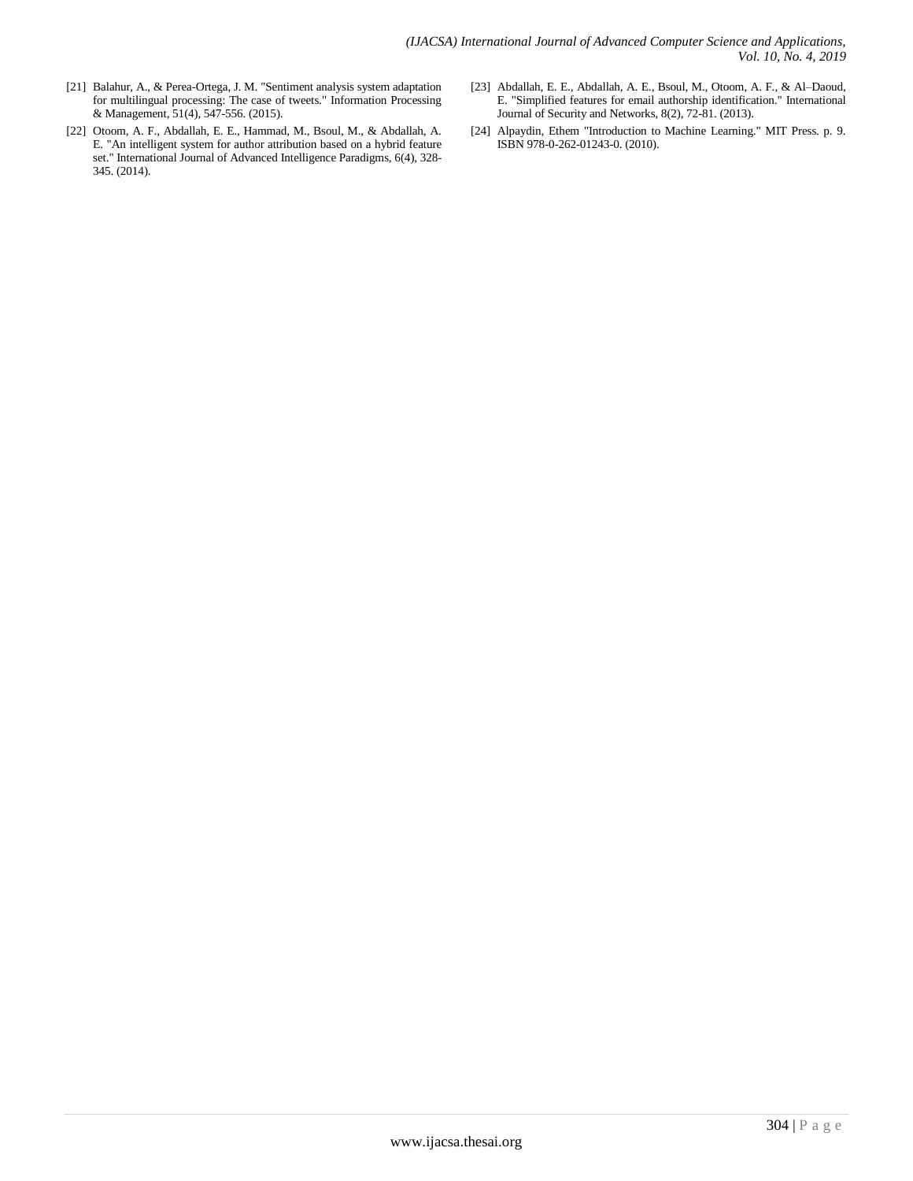[21] Balahur, A., & Perea-Ortega, J. M. "Sentiment analysis system adaptation for multilingual processing: The case of tweets." Information Processing & Management, 51(4), 547-556. (2015).

[22] Otoom, A. F., Abdallah, E. E., Hammad, M., Bsoul, M., & Abdallah, A. E. "An intelligent system for author attribution based on a hybrid feature set." International Journal of Advanced Intelligence Paradigms, 6(4), 328-345. (2014).

[23] Abdallah, E. E., Abdallah, A. E., Bsoul, M., Otoom, A. F., & Al–Daoud, E. "Simplified features for email authorship identification." International Journal of Security and Networks, 8(2), 72-81. (2013).

[24] Alpaydin, Ethem "Introduction to Machine Learning." MIT Press. p. 9. ISBN 978-0-262-01243-0. (2010).